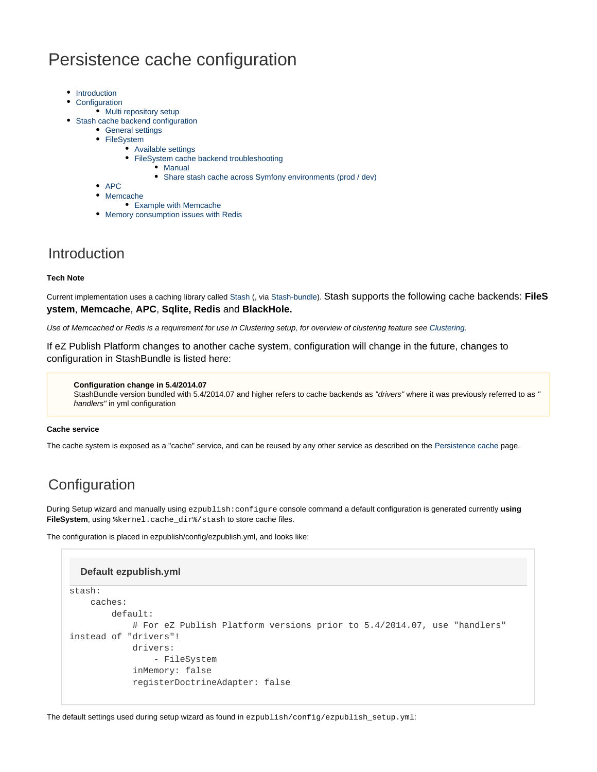# Persistence cache configuration

- Introduction
- Configuration
  - Multi repository setup
- Stash cache backend configuration
  - General settings
  - FileSystem
    - Available settings
    - FileSystem cache backend troubleshooting
      - Manual
      - Share stash cache across Symfony environments (prod / dev)
  - APC
  - Memcache
    - Example with Memcache
  - Memory consumption issues with Redis

## Introduction

**Tech Note**

Current implementation uses a caching library called Stash (, via Stash-bundle). Stash supports the following cache backends: **FileSystem**, **Memcache**, **APC**, **Sqlite, Redis** and **BlackHole.**

*Use of Memcached or Redis is a requirement for use in Clustering setup, for overview of clustering feature see Clustering.*

If eZ Publish Platform changes to another cache system, configuration will change in the future, changes to configuration in StashBundle is listed here:

> **Configuration change in 5.4/2014.07**
> StashBundle version bundled with 5.4/2014.07 and higher refers to cache backends as *"drivers"* where it was previously referred to as *"handlers"* in yml configuration

**Cache service**

The cache system is exposed as a "cache" service, and can be reused by any other service as described on the Persistence cache page.

## Configuration

During Setup wizard and manually using `ezpublish:configure` console command a default configuration is generated currently **using FileSystem**, using `%kernel.cache_dir%/stash` to store cache files.

The configuration is placed in ezpublish/config/ezpublish.yml, and looks like:

**Default ezpublish.yml**

```
stash:
    caches:
        default:
            # For eZ Publish Platform versions prior to 5.4/2014.07, use "handlers" instead of "drivers"!
            drivers:
                - FileSystem
            inMemory: false
            registerDoctrineAdapter: false
```

The default settings used during setup wizard as found in `ezpublish/config/ezpublish_setup.yml`: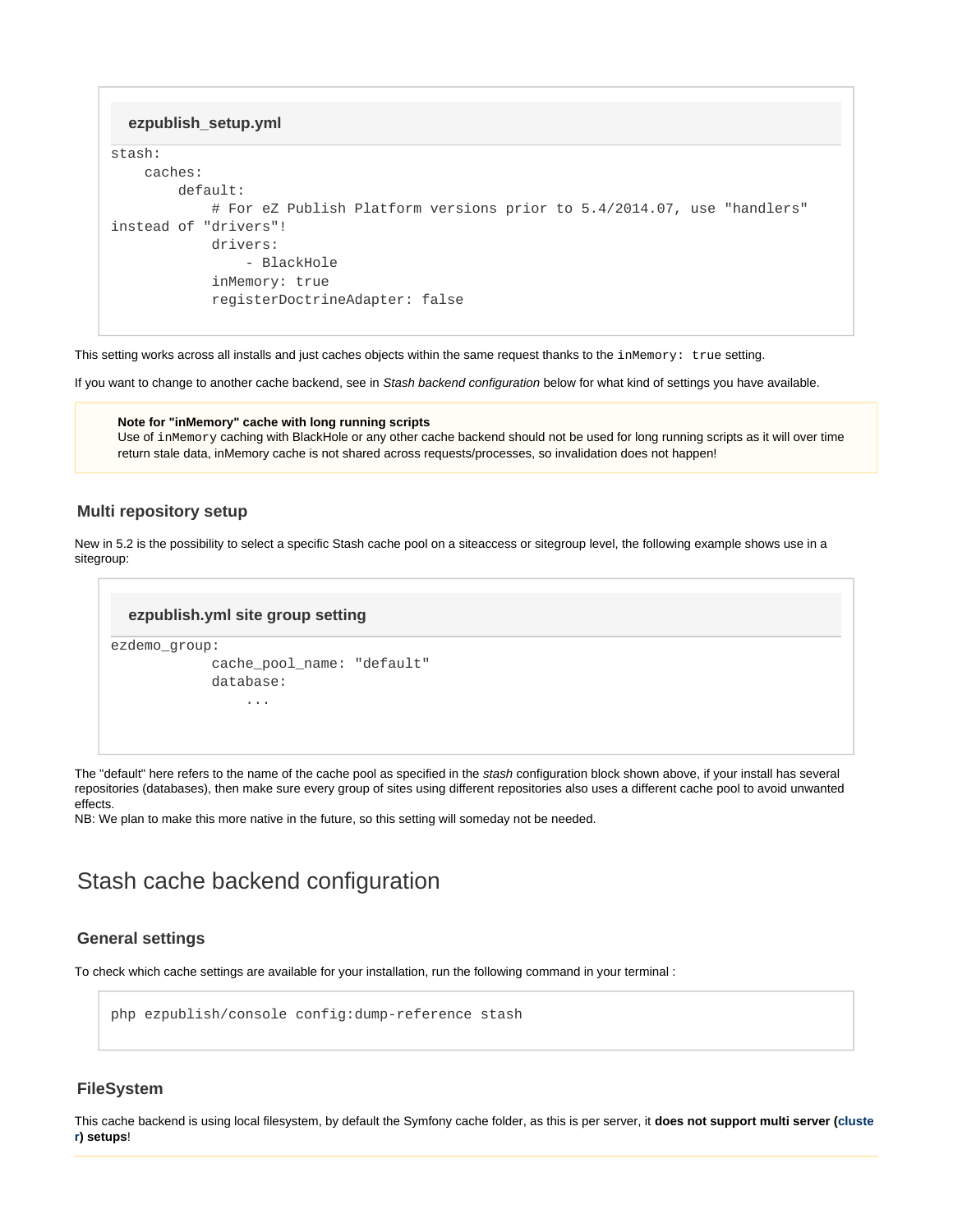**ezpublish_setup.yml**

```
stash:
    caches:
        default:
            # For eZ Publish Platform versions prior to 5.4/2014.07, use "handlers" instead of "drivers"!
            drivers:
                - BlackHole
            inMemory: true
            registerDoctrineAdapter: false
```

This setting works across all installs and just caches objects within the same request thanks to the `inMemory: true` setting.

If you want to change to another cache backend, see in *Stash backend configuration* below for what kind of settings you have available.

> **Note for "inMemory" cache with long running scripts**
> Use of `inMemory` caching with BlackHole or any other cache backend should not be used for long running scripts as it will over time return stale data, inMemory cache is not shared across requests/processes, so invalidation does not happen!

### Multi repository setup

New in 5.2 is the possibility to select a specific Stash cache pool on a siteaccess or sitegroup level, the following example shows use in a sitegroup:

**ezpublish.yml site group setting**

```
ezdemo_group:
            cache_pool_name: "default"
            database:
                ...
```

The "default" here refers to the name of the cache pool as specified in the *stash* configuration block shown above, if your install has several repositories (databases), then make sure every group of sites using different repositories also uses a different cache pool to avoid unwanted effects.
NB: We plan to make this more native in the future, so this setting will someday not be needed.

## Stash cache backend configuration

### General settings

To check which cache settings are available for your installation, run the following command in your terminal :

```
php ezpublish/console config:dump-reference stash
```

### FileSystem

This cache backend is using local filesystem, by default the Symfony cache folder, as this is per server, it **does not support multi server (cluster) setups**!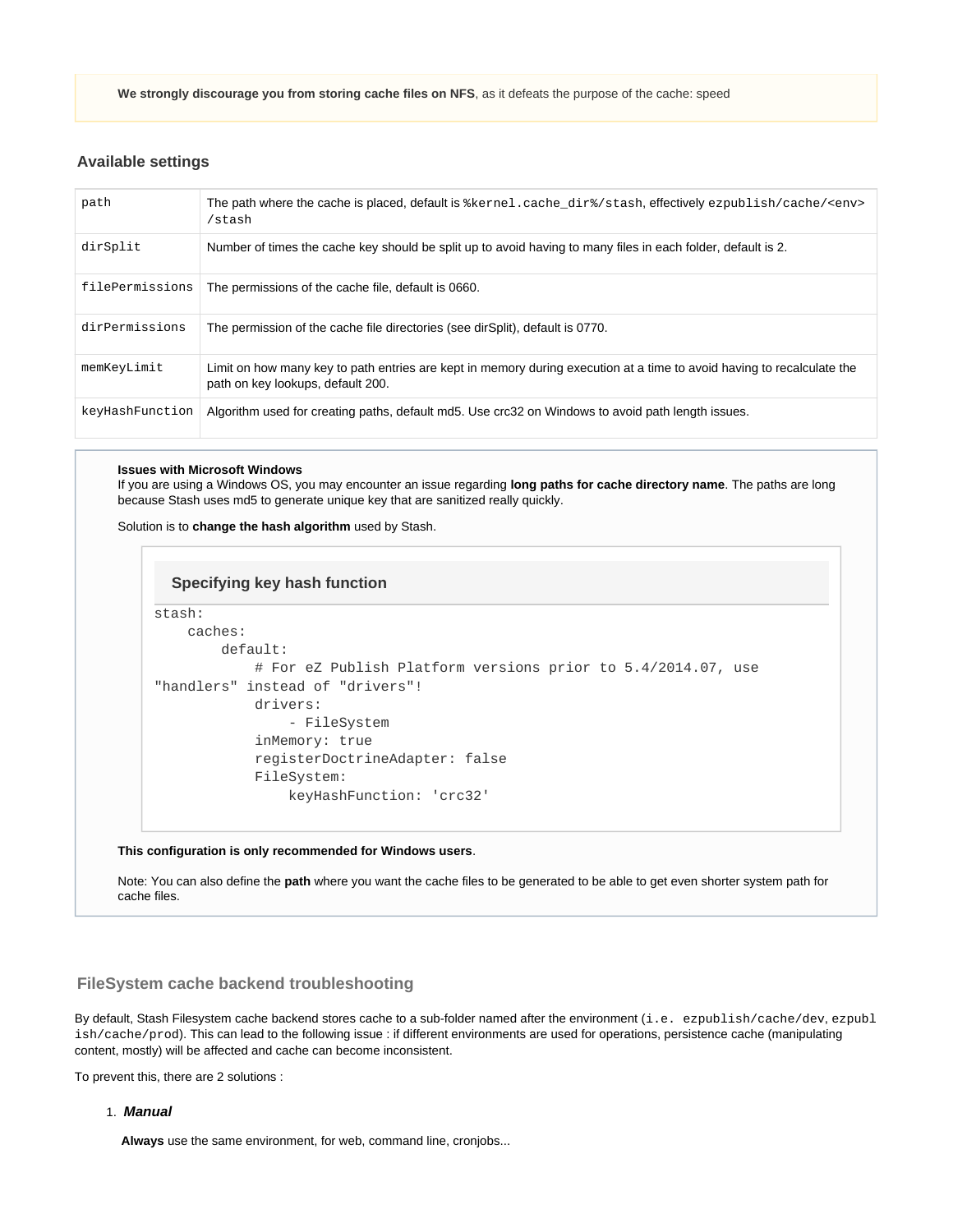**We strongly discourage you from storing cache files on NFS**, as it defeats the purpose of the cache: speed

### Available settings

| | |
|---|---|
| `path` | The path where the cache is placed, default is `%kernel.cache_dir%/stash`, effectively `ezpublish/cache/<env>/stash` |
| `dirSplit` | Number of times the cache key should be split up to avoid having to many files in each folder, default is 2. |
| `filePermissions` | The permissions of the cache file, default is 0660. |
| `dirPermissions` | The permission of the cache file directories (see dirSplit), default is 0770. |
| `memKeyLimit` | Limit on how many key to path entries are kept in memory during execution at a time to avoid having to recalculate the path on key lookups, default 200. |
| `keyHashFunction` | Algorithm used for creating paths, default md5. Use crc32 on Windows to avoid path length issues. |

**Issues with Microsoft Windows**
If you are using a Windows OS, you may encounter an issue regarding **long paths for cache directory name**. The paths are long because Stash uses md5 to generate unique key that are sanitized really quickly.

Solution is to **change the hash algorithm** used by Stash.

**Specifying key hash function**

```
stash:
    caches:
        default:
            # For eZ Publish Platform versions prior to 5.4/2014.07, use "handlers" instead of "drivers"!
            drivers:
                - FileSystem
            inMemory: true
            registerDoctrineAdapter: false
            FileSystem:
                keyHashFunction: 'crc32'
```

**This configuration is only recommended for Windows users**.

Note: You can also define the **path** where you want the cache files to be generated to be able to get even shorter system path for cache files.

### FileSystem cache backend troubleshooting

By default, Stash Filesystem cache backend stores cache to a sub-folder named after the environment (`i.e. ezpublish/cache/dev`, `ezpublish/cache/prod`). This can lead to the following issue : if different environments are used for operations, persistence cache (manipulating content, mostly) will be affected and cache can become inconsistent.

To prevent this, there are 2 solutions :

1. ***Manual***

   **Always** use the same environment, for web, command line, cronjobs...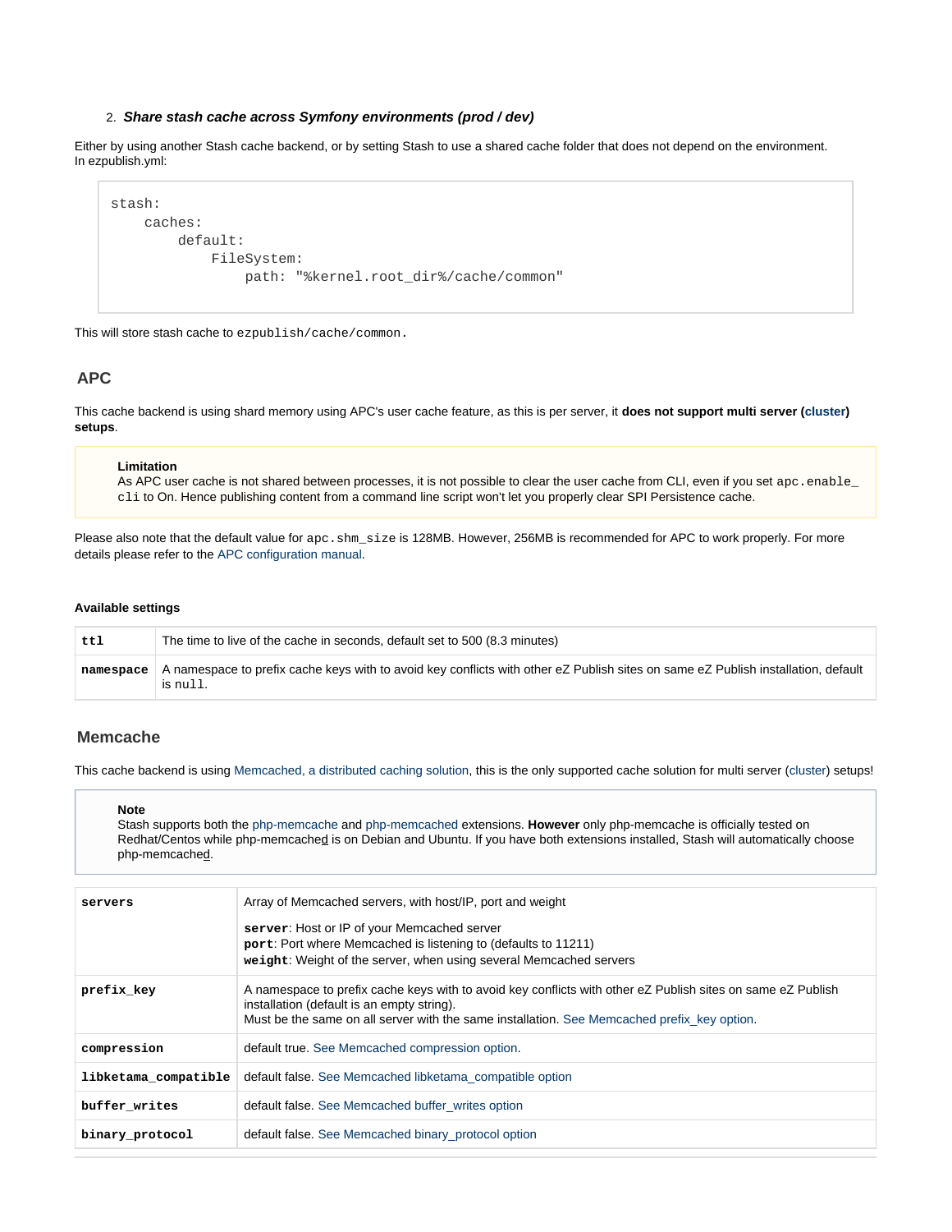2. ***Share stash cache across Symfony environments (prod / dev)***

Either by using another Stash cache backend, or by setting Stash to use a shared cache folder that does not depend on the environment.
In ezpublish.yml:

```
stash:
    caches:
        default:
            FileSystem:
                path: "%kernel.root_dir%/cache/common"
```

This will store stash cache to `ezpublish/cache/common.`

## APC

This cache backend is using shard memory using APC's user cache feature, as this is per server, it **does not support multi server (cluster) setups**.

> **Limitation**
> As APC user cache is not shared between processes, it is not possible to clear the user cache from CLI, even if you set `apc.enable_cli` to On. Hence publishing content from a command line script won't let you properly clear SPI Persistence cache.

Please also note that the default value for `apc.shm_size` is 128MB. However, 256MB is recommended for APC to work properly. For more details please refer to the APC configuration manual.

#### Available settings

| | |
|---|---|
| **`ttl`** | The time to live of the cache in seconds, default set to 500 (8.3 minutes) |
| **`namespace`** | A namespace to prefix cache keys with to avoid key conflicts with other eZ Publish sites on same eZ Publish installation, default is `null`. |

## Memcache

This cache backend is using Memcached, a distributed caching solution, this is the only supported cache solution for multi server (cluster) setups!

> **Note**
> Stash supports both the php-memcache and php-memcached extensions. **However** only php-memcache is officially tested on Redhat/Centos while php-memcache<u>d</u> is on Debian and Ubuntu. If you have both extensions installed, Stash will automatically choose php-memcache<u>d</u>.

| | |
|---|---|
| **`servers`** | Array of Memcached servers, with host/IP, port and weight<br><br>**`server`**: Host or IP of your Memcached server<br>**`port`**: Port where Memcached is listening to (defaults to 11211)<br>**`weight`**: Weight of the server, when using several Memcached servers |
| **`prefix_key`** | A namespace to prefix cache keys with to avoid key conflicts with other eZ Publish sites on same eZ Publish installation (default is an empty string).<br>Must be the same on all server with the same installation. See Memcached prefix_key option. |
| **`compression`** | default true. See Memcached compression option. |
| **`libketama_compatible`** | default false. See Memcached libketama_compatible option |
| **`buffer_writes`** | default false. See Memcached buffer_writes option |
| **`binary_protocol`** | default false. See Memcached binary_protocol option |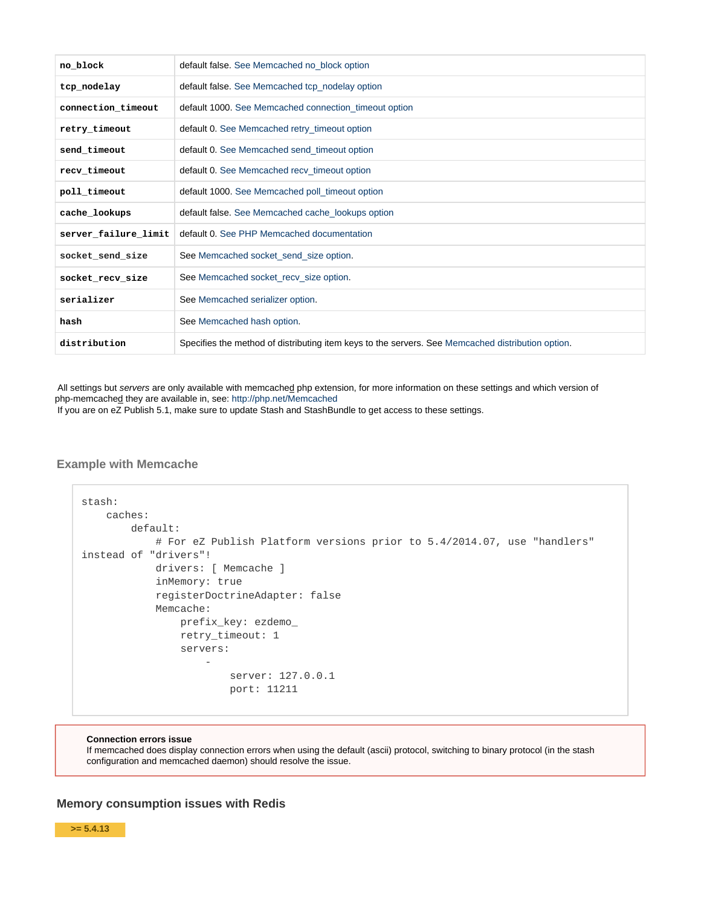| | |
|---|---|
| `no_block` | default false. See Memcached no_block option |
| `tcp_nodelay` | default false. See Memcached tcp_nodelay option |
| `connection_timeout` | default 1000. See Memcached connection_timeout option |
| `retry_timeout` | default 0. See Memcached retry_timeout option |
| `send_timeout` | default 0. See Memcached send_timeout option |
| `recv_timeout` | default 0. See Memcached recv_timeout option |
| `poll_timeout` | default 1000. See Memcached poll_timeout option |
| `cache_lookups` | default false. See Memcached cache_lookups option |
| `server_failure_limit` | default 0. See PHP Memcached documentation |
| `socket_send_size` | See Memcached socket_send_size option. |
| `socket_recv_size` | See Memcached socket_recv_size option. |
| `serializer` | See Memcached serializer option. |
| `hash` | See Memcached hash option. |
| `distribution` | Specifies the method of distributing item keys to the servers. See Memcached distribution option. |

All settings but *servers* are only available with memcache<u>d</u> php extension, for more information on these settings and which version of php-memcache<u>d</u> they are available in, see: http://php.net/Memcached
If you are on eZ Publish 5.1, make sure to update Stash and StashBundle to get access to these settings.

### Example with Memcache

```
stash:
    caches:
        default:
            # For eZ Publish Platform versions prior to 5.4/2014.07, use "handlers" instead of "drivers"!
            drivers: [ Memcache ]
            inMemory: true
            registerDoctrineAdapter: false
            Memcache:
                prefix_key: ezdemo_
                retry_timeout: 1
                servers:
                    -
                        server: 127.0.0.1
                        port: 11211
```

**Connection errors issue**
If memcached does display connection errors when using the default (ascii) protocol, switching to binary protocol (in the stash configuration and memcached daemon) should resolve the issue.

### Memory consumption issues with Redis

**>= 5.4.13**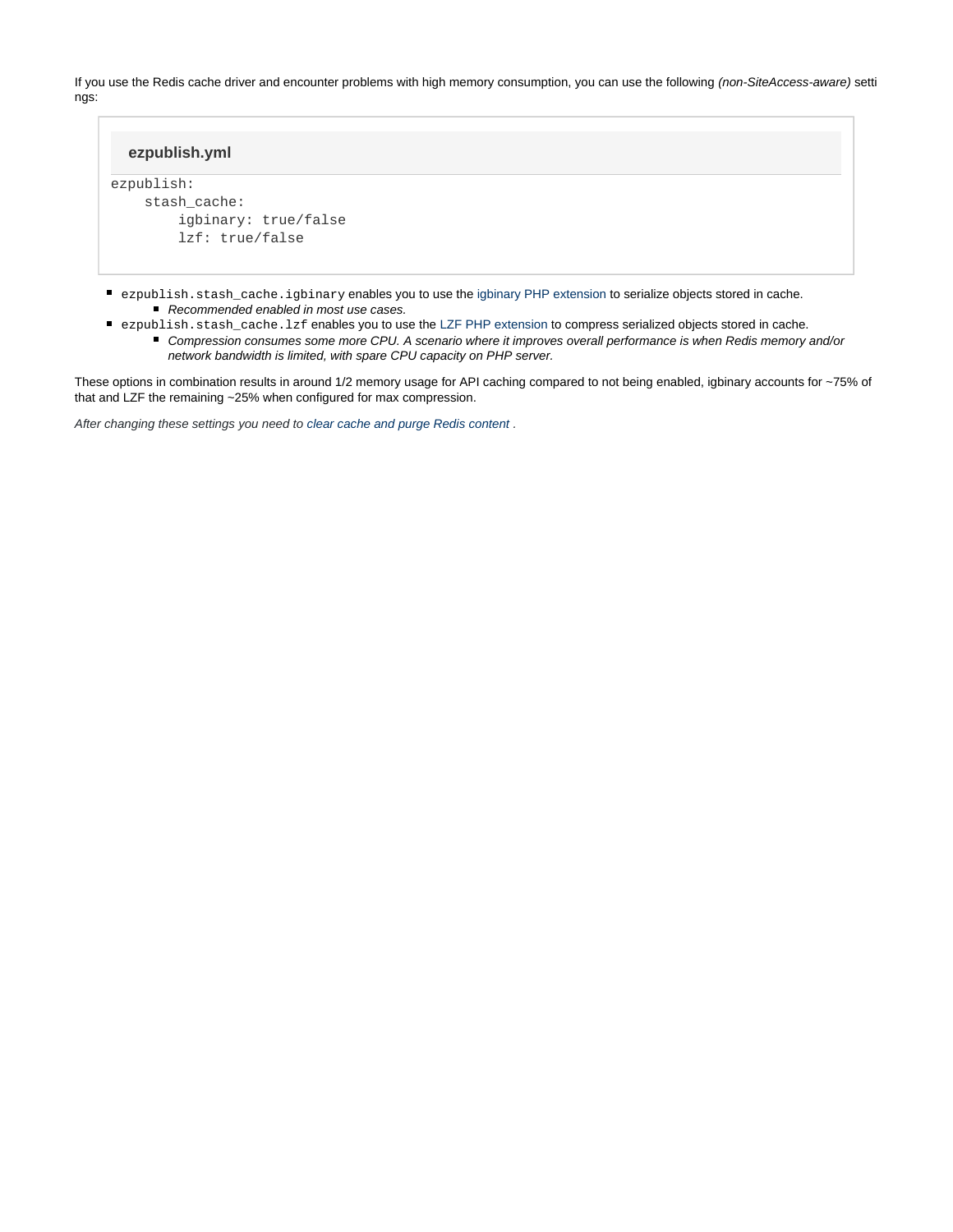If you use the Redis cache driver and encounter problems with high memory consumption, you can use the following *(non-SiteAccess-aware)* settings:

**ezpublish.yml**

```
ezpublish:
    stash_cache:
        igbinary: true/false
        lzf: true/false
```

- `ezpublish.stash_cache.igbinary` enables you to use the igbinary PHP extension to serialize objects stored in cache.
  - *Recommended enabled in most use cases.*
- `ezpublish.stash_cache.lzf` enables you to use the LZF PHP extension to compress serialized objects stored in cache.
  - *Compression consumes some more CPU. A scenario where it improves overall performance is when Redis memory and/or network bandwidth is limited, with spare CPU capacity on PHP server.*

These options in combination results in around 1/2 memory usage for API caching compared to not being enabled, igbinary accounts for ~75% of that and LZF the remaining ~25% when configured for max compression.

*After changing these settings you need to clear cache and purge Redis content .*